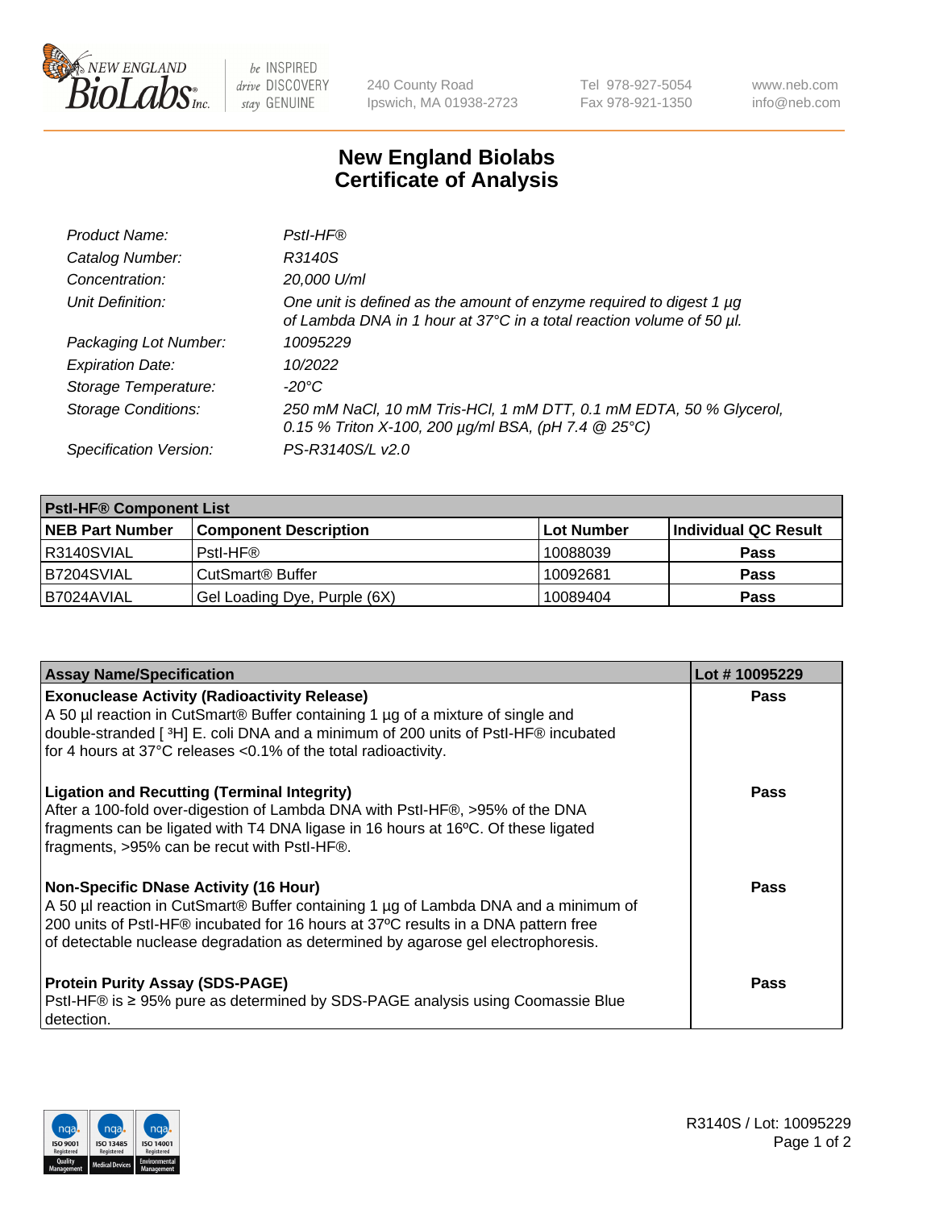New England BioLabs Inc. — be INSPIRED drive DISCOVERY stay GENUINE

240 County Road
Ipswich, MA 01938-2723

Tel 978-927-5054
Fax 978-921-1350

www.neb.com
info@neb.com

# New England Biolabs Certificate of Analysis

| | |
|---|---|
| *Product Name:* | *PstI-HF®* |
| *Catalog Number:* | *R3140S* |
| *Concentration:* | *20,000 U/ml* |
| *Unit Definition:* | *One unit is defined as the amount of enzyme required to digest 1 µg of Lambda DNA in 1 hour at 37°C in a total reaction volume of 50 µl.* |
| *Packaging Lot Number:* | *10095229* |
| *Expiration Date:* | *10/2022* |
| *Storage Temperature:* | *-20°C* |
| *Storage Conditions:* | *250 mM NaCl, 10 mM Tris-HCl, 1 mM DTT, 0.1 mM EDTA, 50 % Glycerol, 0.15 % Triton X-100, 200 µg/ml BSA, (pH 7.4 @ 25°C)* |
| *Specification Version:* | *PS-R3140S/L v2.0* |

| **PstI-HF® Component List** | | | |
|---|---|---|---|
| **NEB Part Number** | **Component Description** | **Lot Number** | **Individual QC Result** |
| R3140SVIAL | PstI-HF® | 10088039 | **Pass** |
| B7204SVIAL | CutSmart® Buffer | 10092681 | **Pass** |
| B7024AVIAL | Gel Loading Dye, Purple (6X) | 10089404 | **Pass** |

| **Assay Name/Specification** | **Lot # 10095229** |
|---|---|
| **Exonuclease Activity (Radioactivity Release)**<br>A 50 µl reaction in CutSmart® Buffer containing 1 µg of a mixture of single and double-stranded [ $^3$H] E. coli DNA and a minimum of 200 units of PstI-HF® incubated for 4 hours at 37°C releases <0.1% of the total radioactivity. | **Pass** |
| **Ligation and Recutting (Terminal Integrity)**<br>After a 100-fold over-digestion of Lambda DNA with PstI-HF®, >95% of the DNA fragments can be ligated with T4 DNA ligase in 16 hours at 16ºC. Of these ligated fragments, >95% can be recut with PstI-HF®. | **Pass** |
| **Non-Specific DNase Activity (16 Hour)**<br>A 50 µl reaction in CutSmart® Buffer containing 1 µg of Lambda DNA and a minimum of 200 units of PstI-HF® incubated for 16 hours at 37ºC results in a DNA pattern free of detectable nuclease degradation as determined by agarose gel electrophoresis. | **Pass** |
| **Protein Purity Assay (SDS-PAGE)**<br>PstI-HF® is ≥ 95% pure as determined by SDS-PAGE analysis using Coomassie Blue detection. | **Pass** |

R3140S / Lot: 10095229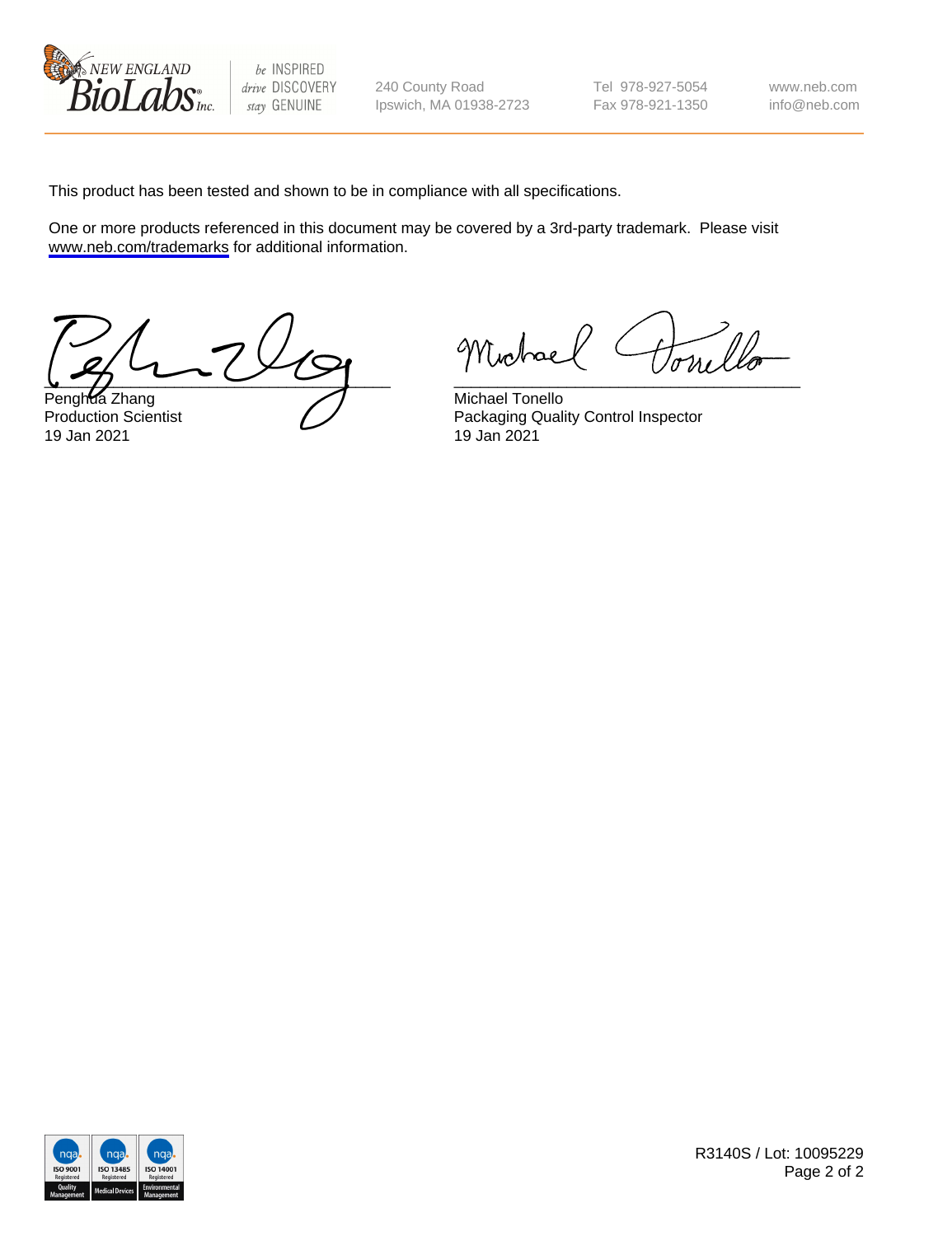This product has been tested and shown to be in compliance with all specifications.

One or more products referenced in this document may be covered by a 3rd-party trademark. Please visit www.neb.com/trademarks for additional information.

Penghua Zhang
Production Scientist
19 Jan 2021

Michael Tonello
Packaging Quality Control Inspector
19 Jan 2021

R3140S / Lot: 10095229